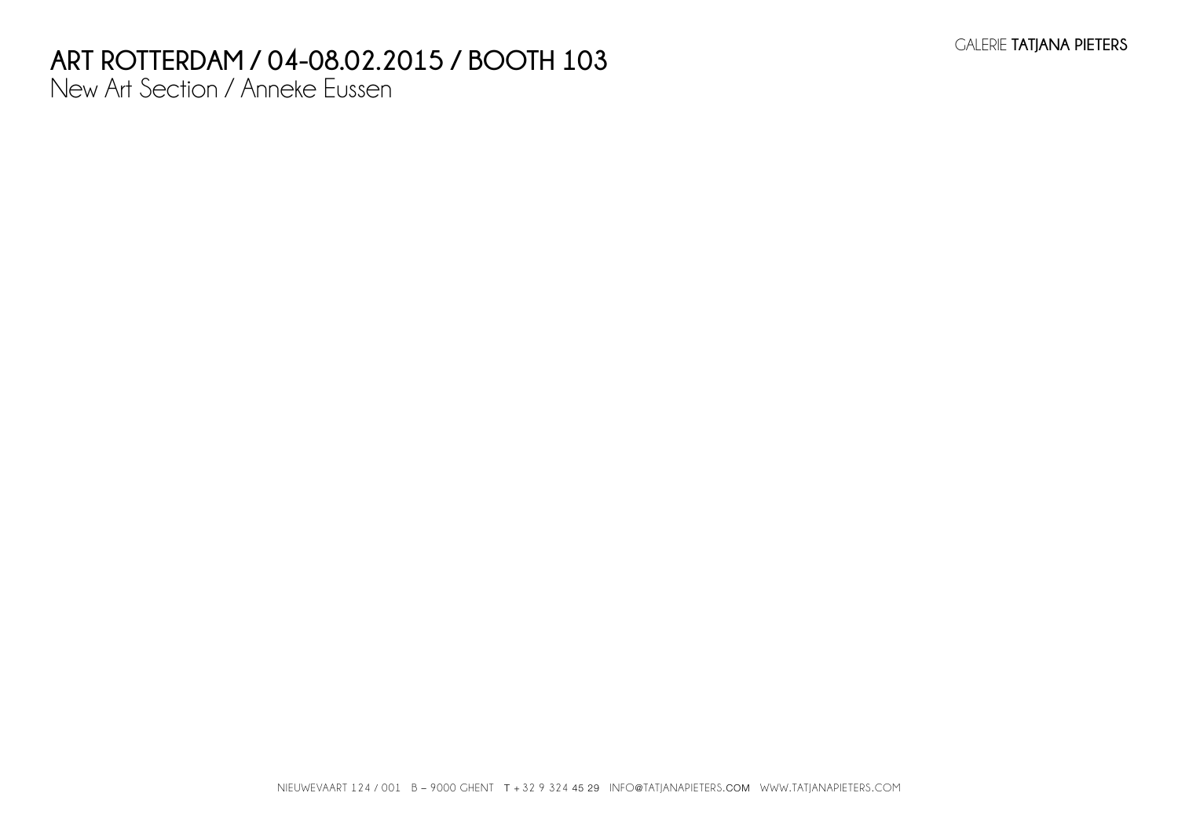# ART ROTTERDAM / 04-08.02.2015 / BOOTH 103

New Art Section / Anneke Eussen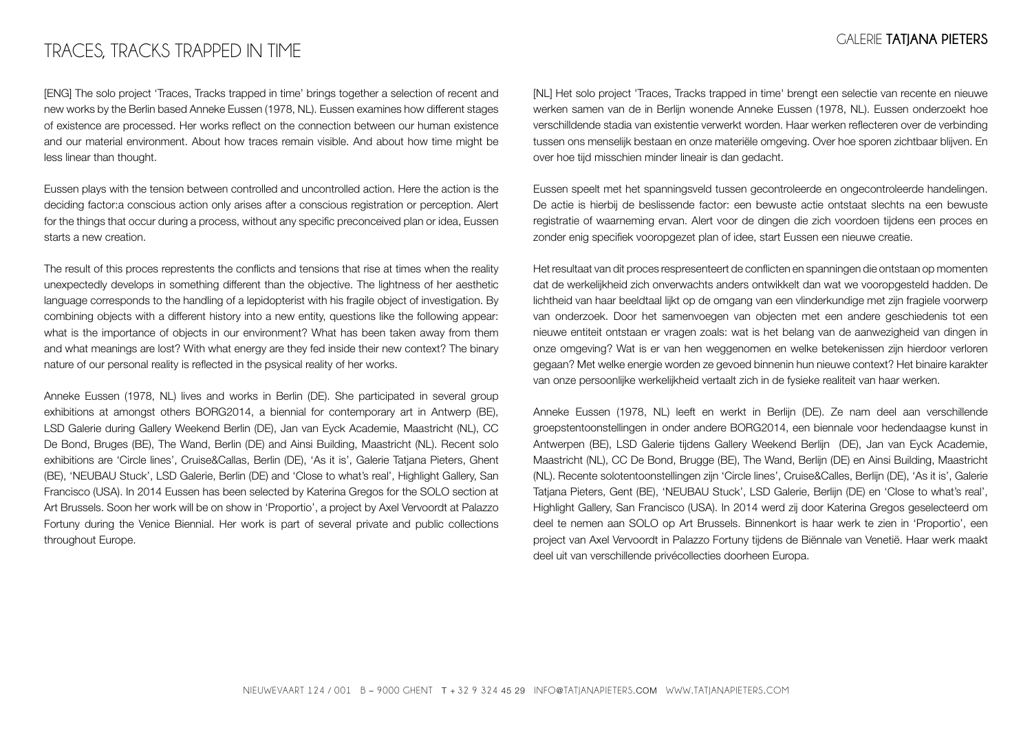# TRACES, TRACKS TRAPPED IN TIME

[ENG] The solo project 'Traces, Tracks trapped in time' brings together a selection of recent and new works by the Berlin based Anneke Eussen (1978, NL). Eussen examines how different stages of existence are processed. Her works reflect on the connection between our human existence and our material environment. About how traces remain visible. And about how time might be less linear than thought.

Eussen plays with the tension between controlled and uncontrolled action. Here the action is the deciding factor:a conscious action only arises after a conscious registration or perception. Alert for the things that occur during a process, without any specific preconceived plan or idea, Eussen starts a new creation.

The result of this proces represtents the conflicts and tensions that rise at times when the reality unexpectedly develops in something different than the objective. The lightness of her aesthetic language corresponds to the handling of a lepidopterist with his fragile object of investigation. By combining objects with a different history into a new entity, questions like the following appear: what is the importance of objects in our environment? What has been taken away from them and what meanings are lost? With what energy are they fed inside their new context? The binary nature of our personal reality is reflected in the psysical reality of her works.

Anneke Eussen (1978, NL) lives and works in Berlin (DE). She participated in several group exhibitions at amongst others BORG2014, a biennial for contemporary art in Antwerp (BE), LSD Galerie during Gallery Weekend Berlin (DE), Jan van Eyck Academie, Maastricht (NL), CC De Bond, Bruges (BE), The Wand, Berlin (DE) and Ainsi Building, Maastricht (NL). Recent solo exhibitions are 'Circle lines', Cruise&Callas, Berlin (DE), 'As it is', Galerie Tatjana Pieters, Ghent (BE), 'NEUBAU Stuck', LSD Galerie, Berlin (DE) and 'Close to what's real', Highlight Gallery, San Francisco (USA). In 2014 Eussen has been selected by Katerina Gregos for the SOLO section at Art Brussels. Soon her work will be on show in 'Proportio', a project by Axel Vervoordt at Palazzo Fortuny during the Venice Biennial. Her work is part of several private and public collections throughout Europe.

[NL] Het solo project 'Traces, Tracks trapped in time' brengt een selectie van recente en nieuwe werken samen van de in Berlijn wonende Anneke Eussen (1978, NL). Eussen onderzoekt hoe verschilldende stadia van existentie verwerkt worden. Haar werken reflecteren over de verbinding tussen ons menselijk bestaan en onze materiële omgeving. Over hoe sporen zichtbaar blijven. En over hoe tijd misschien minder lineair is dan gedacht.

Eussen speelt met het spanningsveld tussen gecontroleerde en ongecontroleerde handelingen. De actie is hierbij de beslissende factor: een bewuste actie ontstaat slechts na een bewuste registratie of waarneming ervan. Alert voor de dingen die zich voordoen tijdens een proces en zonder enig specifiek vooropgezet plan of idee, start Eussen een nieuwe creatie.

Het resultaat van dit proces respresenteert de conflicten en spanningen die ontstaan op momenten dat de werkelijkheid zich onverwachts anders ontwikkelt dan wat we vooropgesteld hadden. De lichtheid van haar beeldtaal lijkt op de omgang van een vlinderkundige met zijn fragiele voorwerp van onderzoek. Door het samenvoegen van objecten met een andere geschiedenis tot een nieuwe entiteit ontstaan er vragen zoals: wat is het belang van de aanwezigheid van dingen in onze omgeving? Wat is er van hen weggenomen en welke betekenissen zijn hierdoor verloren gegaan? Met welke energie worden ze gevoed binnenin hun nieuwe context? Het binaire karakter van onze persoonlijke werkelijkheid vertaalt zich in de fysieke realiteit van haar werken.

Anneke Eussen (1978, NL) leeft en werkt in Berlijn (DE). Ze nam deel aan verschillende groepstentoonstellingen in onder andere BORG2014, een biennale voor hedendaagse kunst in Antwerpen (BE), LSD Galerie tijdens Gallery Weekend Berlijn (DE), Jan van Eyck Academie, Maastricht (NL), CC De Bond, Brugge (BE), The Wand, Berlijn (DE) en Ainsi Building, Maastricht (NL). Recente solotentoonstellingen zijn 'Circle lines', Cruise&Calles, Berlijn (DE), 'As it is', Galerie Tatjana Pieters, Gent (BE), 'NEUBAU Stuck', LSD Galerie, Berlijn (DE) en 'Close to what's real', Highlight Gallery, San Francisco (USA). In 2014 werd zij door Katerina Gregos geselecteerd om deel te nemen aan SOLO op Art Brussels. Binnenkort is haar werk te zien in 'Proportio', een project van Axel Vervoordt in Palazzo Fortuny tijdens de Biënnale van Venetië. Haar werk maakt deel uit van verschillende privécollecties doorheen Europa.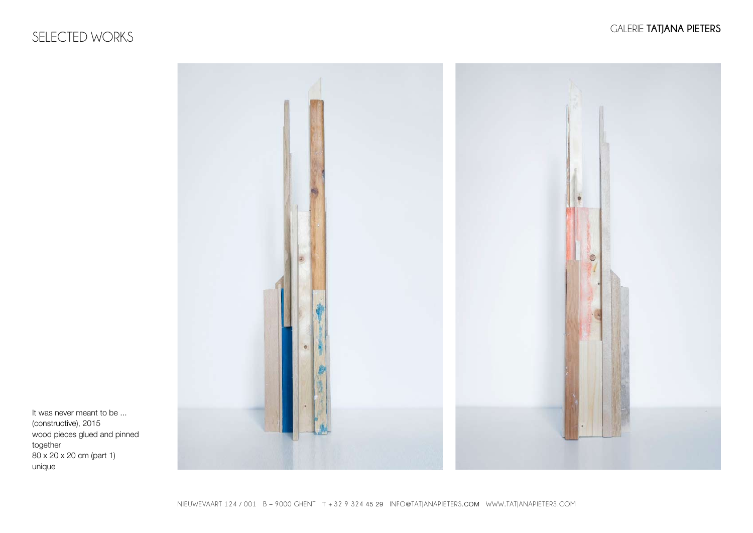# SELECTED WORKS

It was never meant to be ...
(constructive), 2015
wood pieces glued and pinned together
80 x 20 x 20 cm (part 1)
unique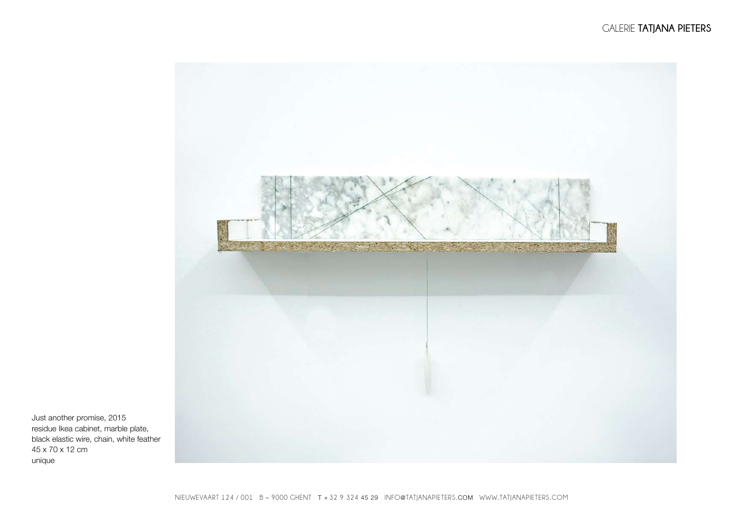Just another promise, 2015
residue Ikea cabinet, marble plate,
black elastic wire, chain, white feather
45 x 70 x 12 cm
unique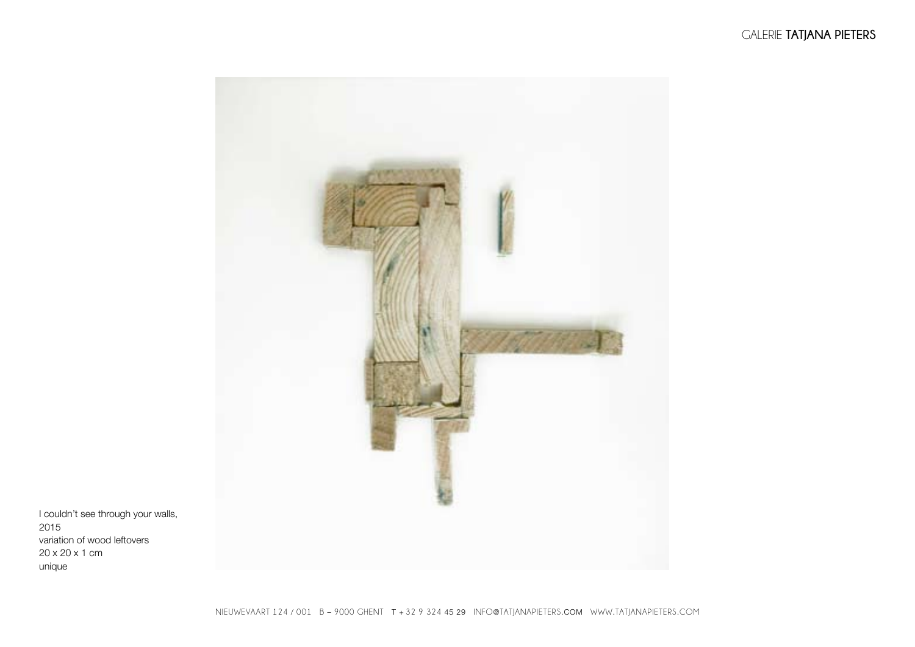I couldn't see through your walls,
2015
variation of wood leftovers
20 x 20 x 1 cm
unique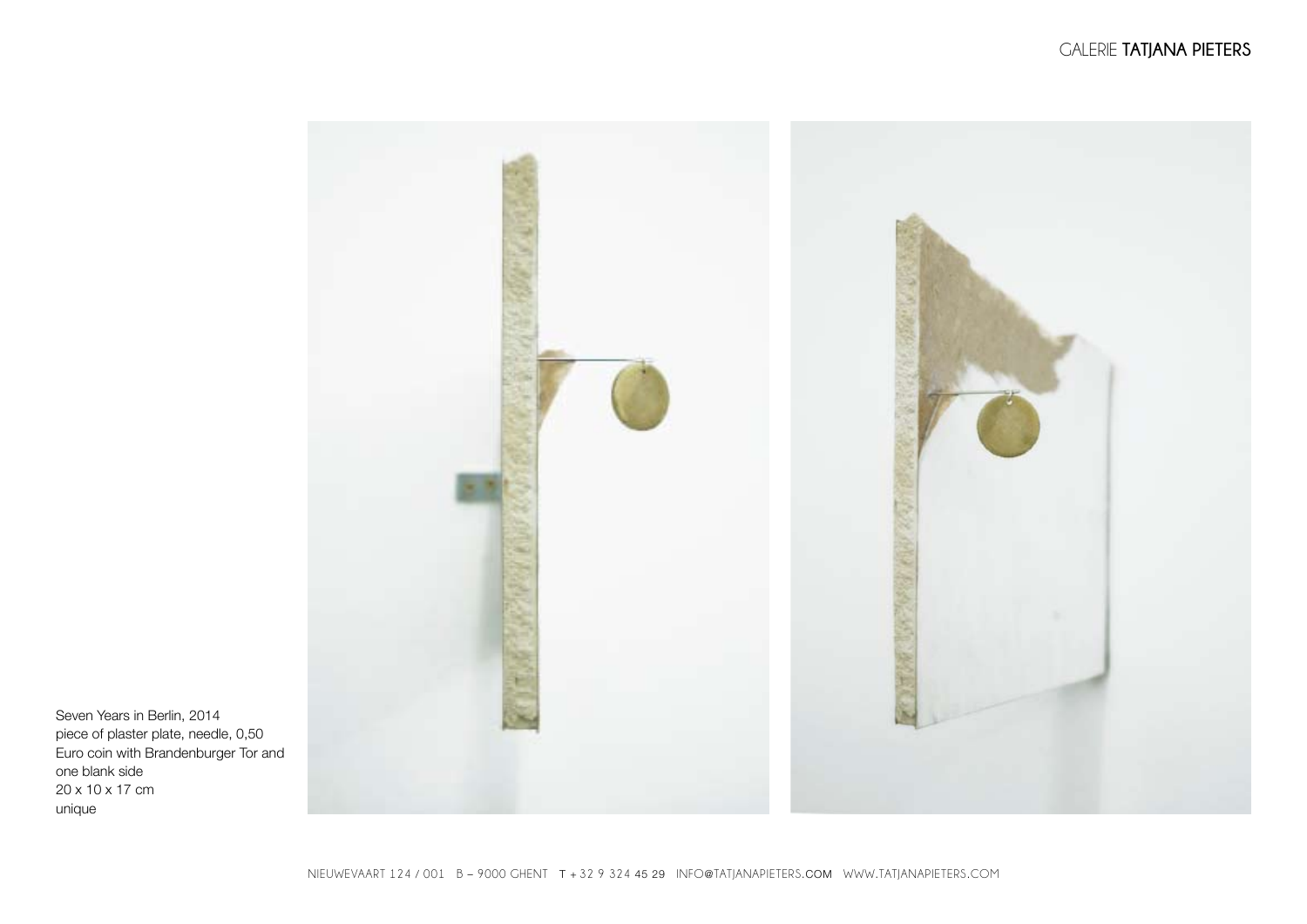Seven Years in Berlin, 2014
piece of plaster plate, needle, 0,50 Euro coin with Brandenburger Tor and one blank side
20 x 10 x 17 cm
unique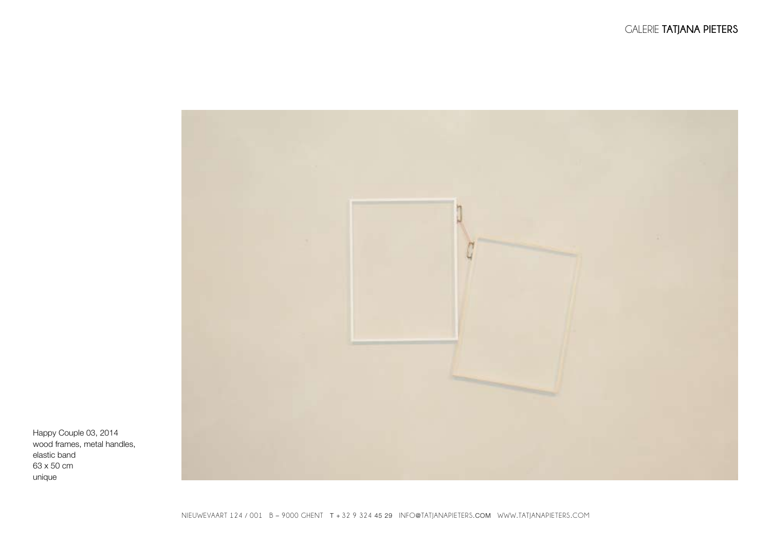Happy Couple 03, 2014
wood frames, metal handles,
elastic band
63 x 50 cm
unique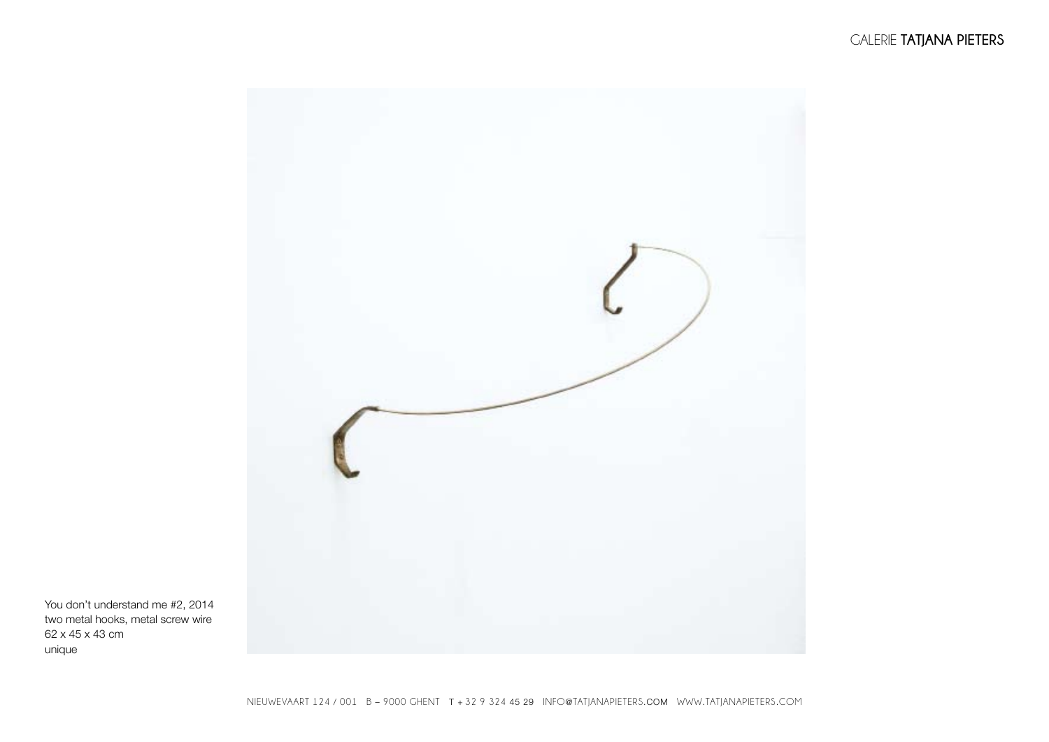You don't understand me #2, 2014
two metal hooks, metal screw wire
62 x 45 x 43 cm
unique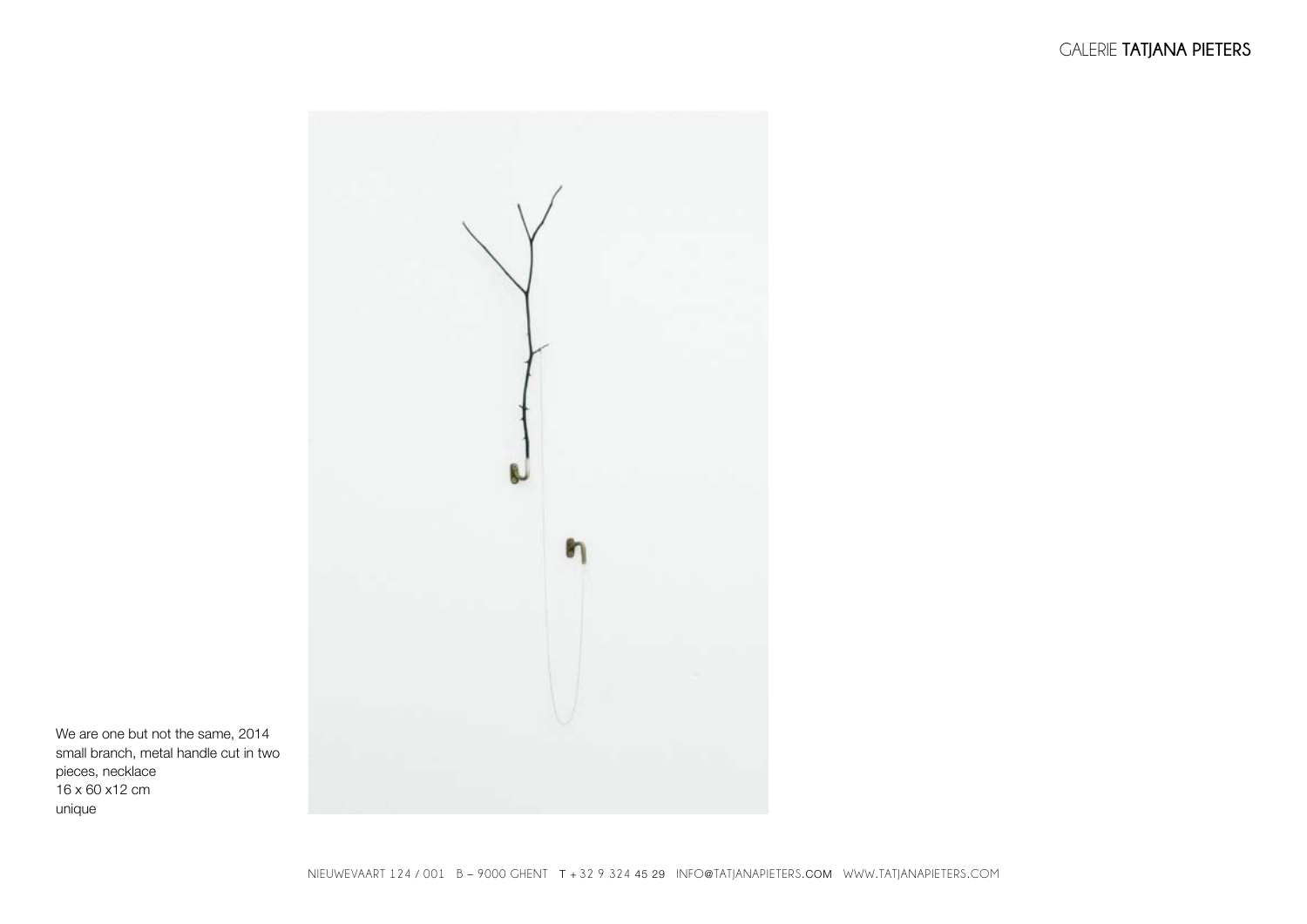We are one but not the same, 2014
small branch, metal handle cut in two pieces, necklace
16 x 60 x12 cm
unique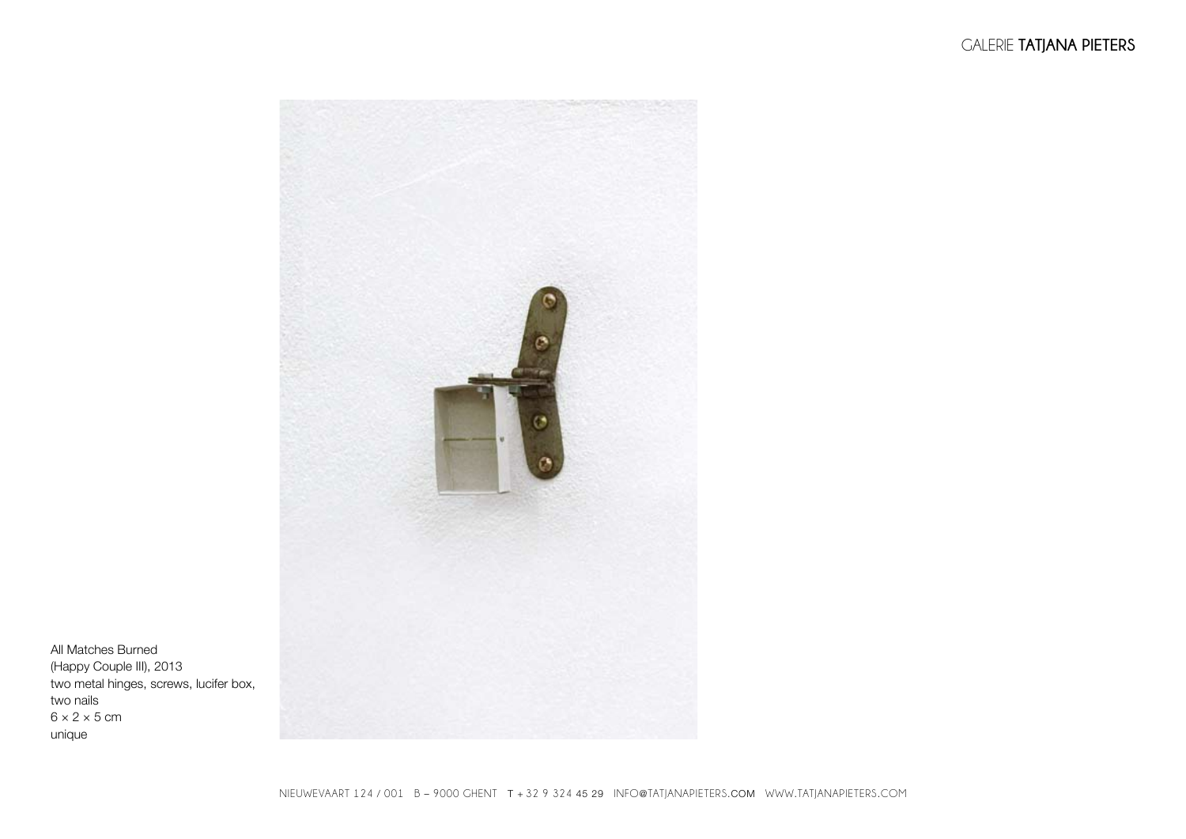All Matches Burned
(Happy Couple III), 2013
two metal hinges, screws, lucifer box,
two nails
6 × 2 × 5 cm
unique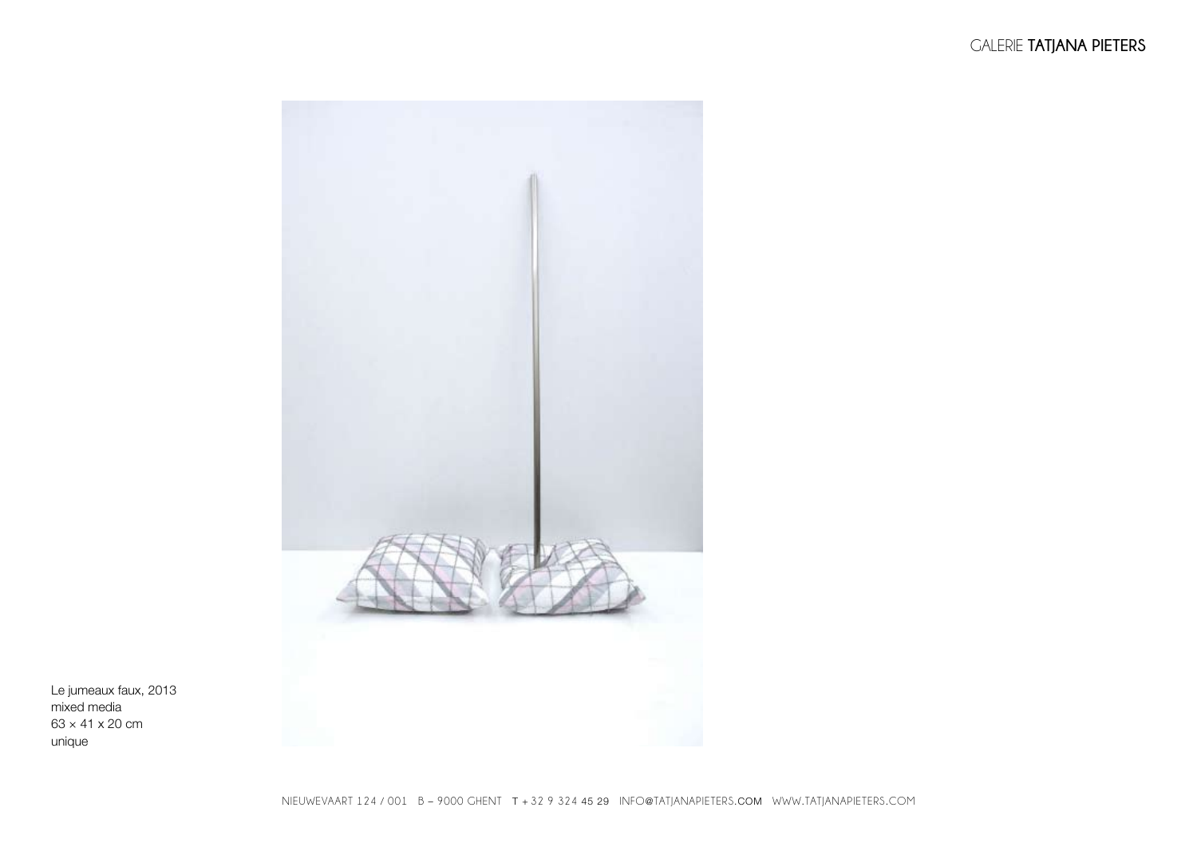Le jumeaux faux, 2013
mixed media
63 × 41 x 20 cm
unique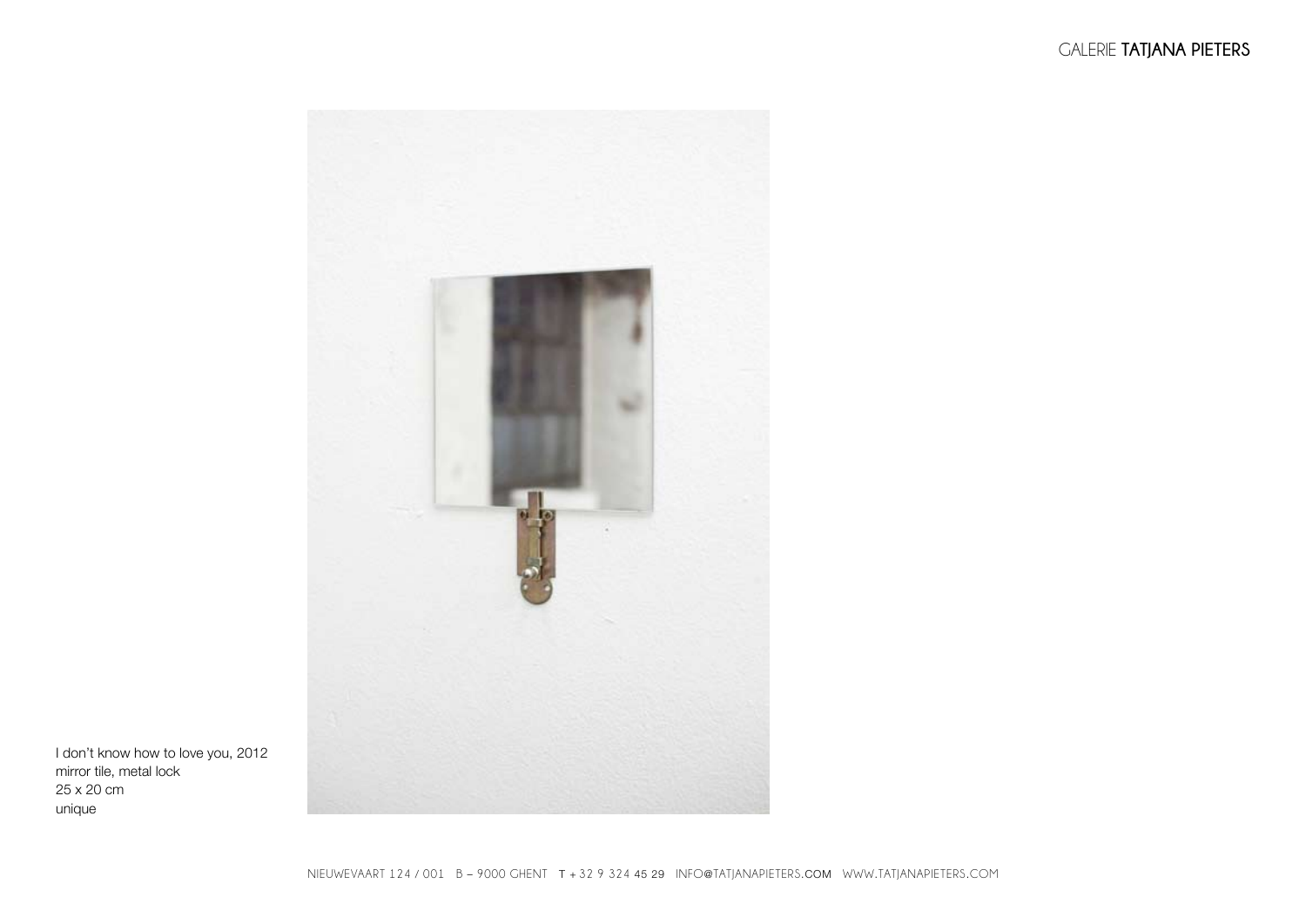I don't know how to love you, 2012
mirror tile, metal lock
25 x 20 cm
unique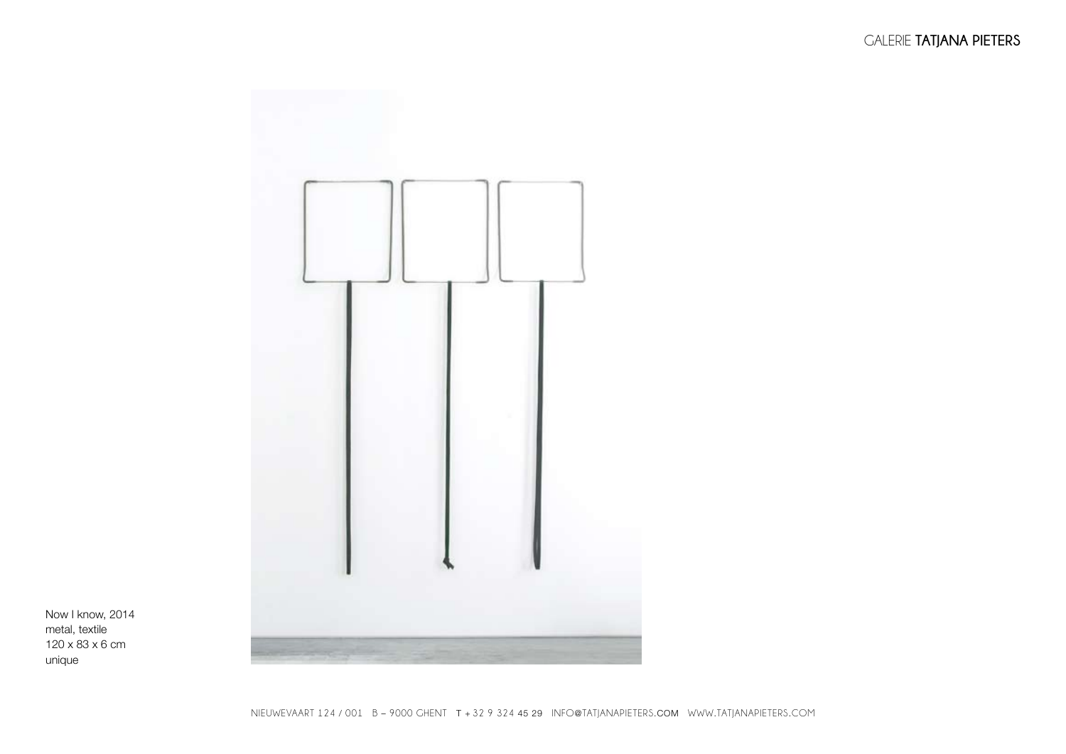Now I know, 2014
metal, textile
120 x 83 x 6 cm
unique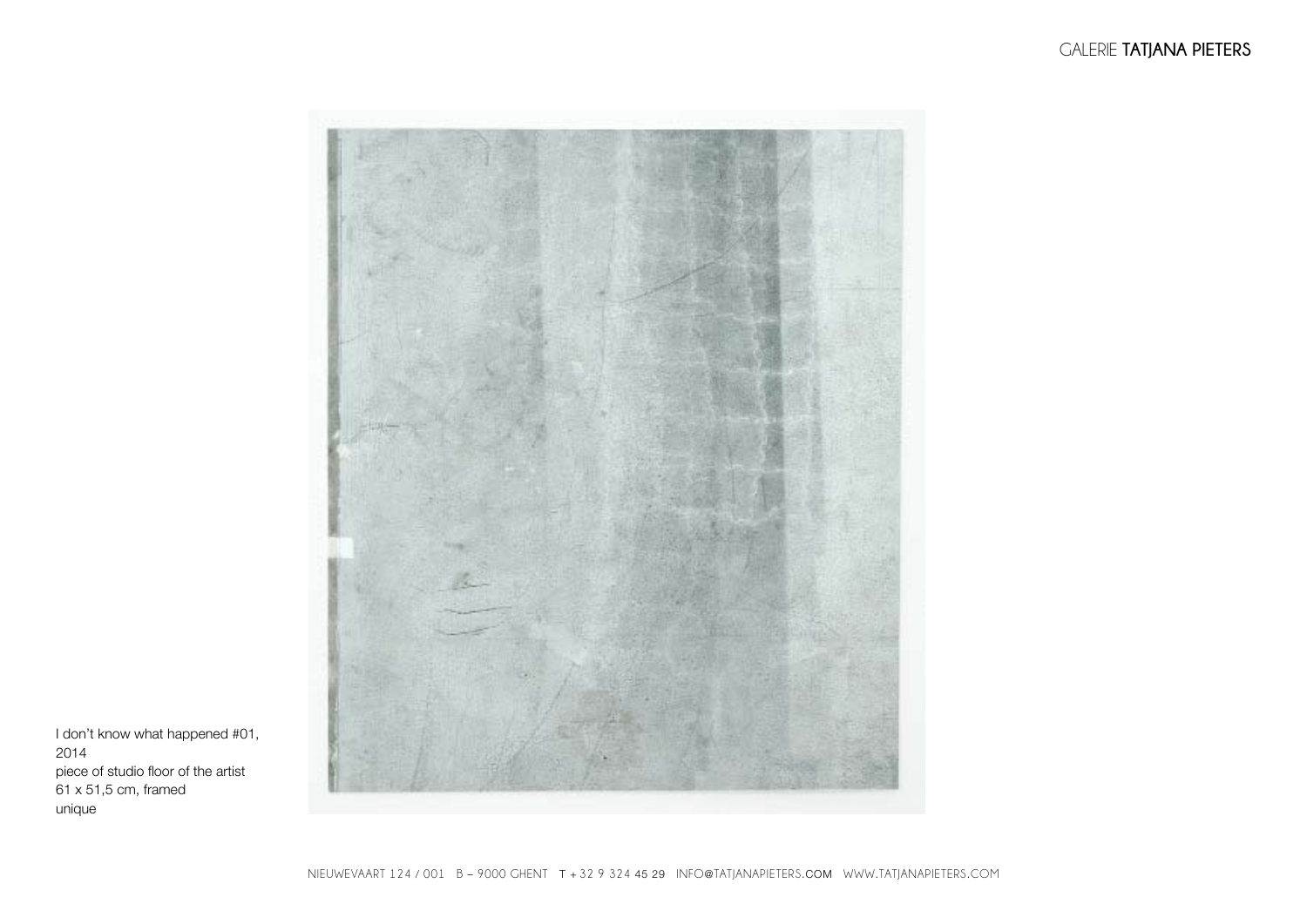I don't know what happened #01,
2014
piece of studio floor of the artist
61 x 51,5 cm, framed
unique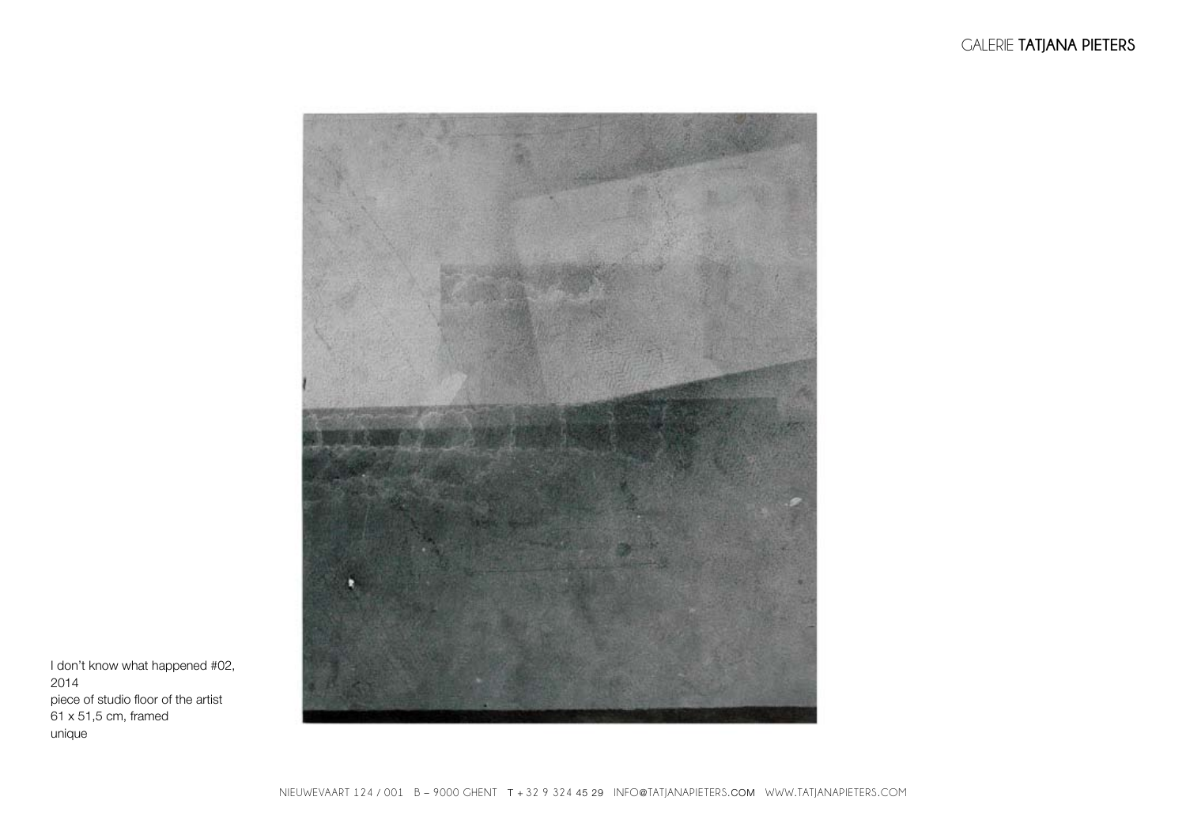I don't know what happened #02,
2014
piece of studio floor of the artist
61 x 51,5 cm, framed
unique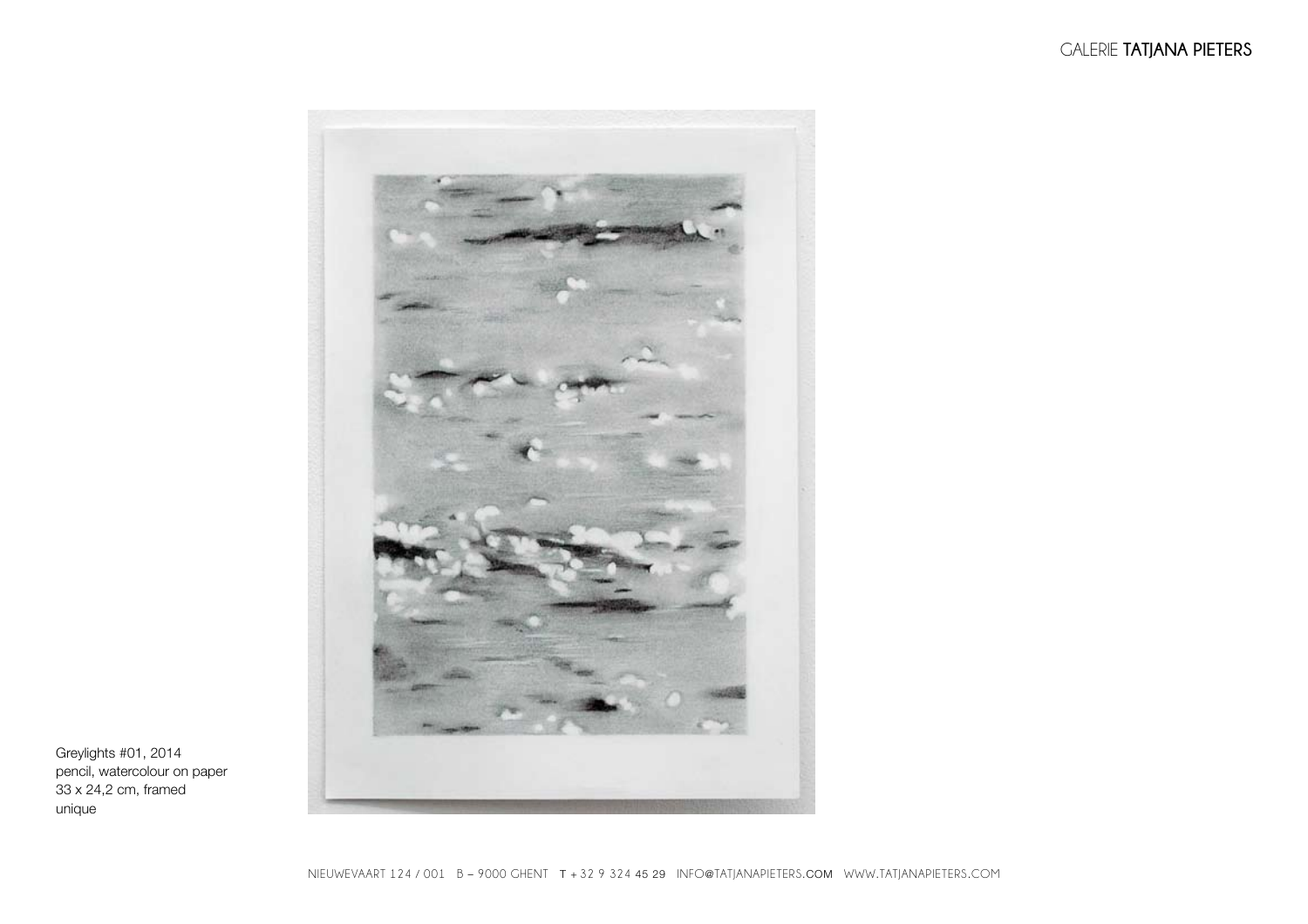Greylights #01, 2014
pencil, watercolour on paper
33 x 24,2 cm, framed
unique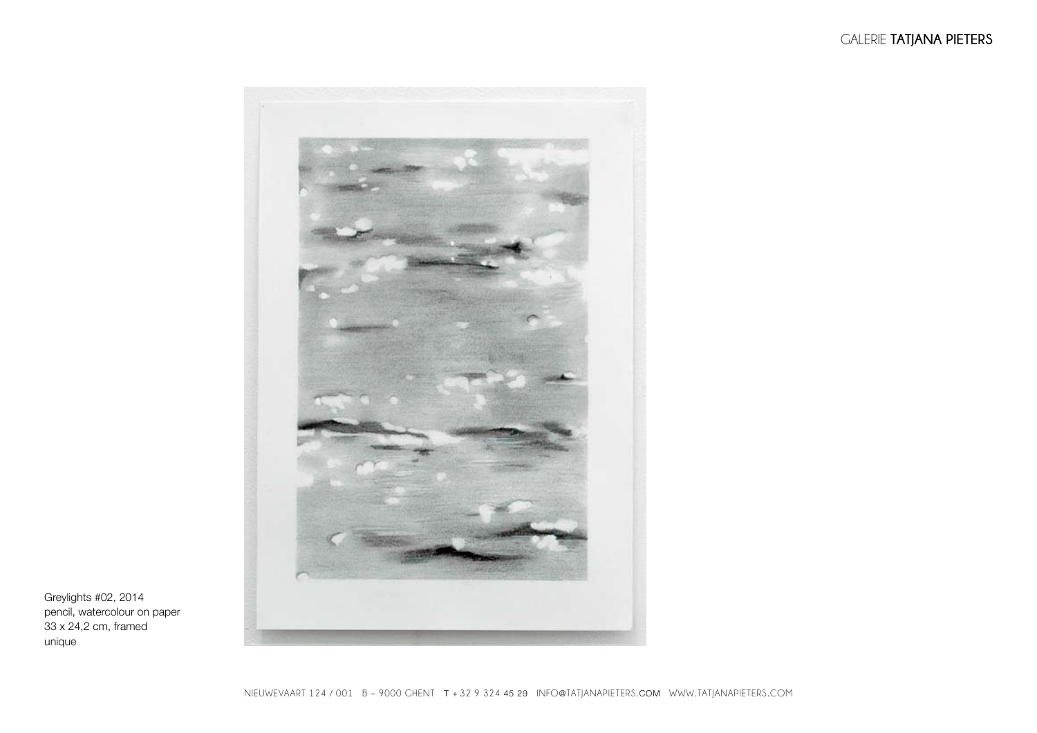Greylights #02, 2014
pencil, watercolour on paper
33 x 24,2 cm, framed
unique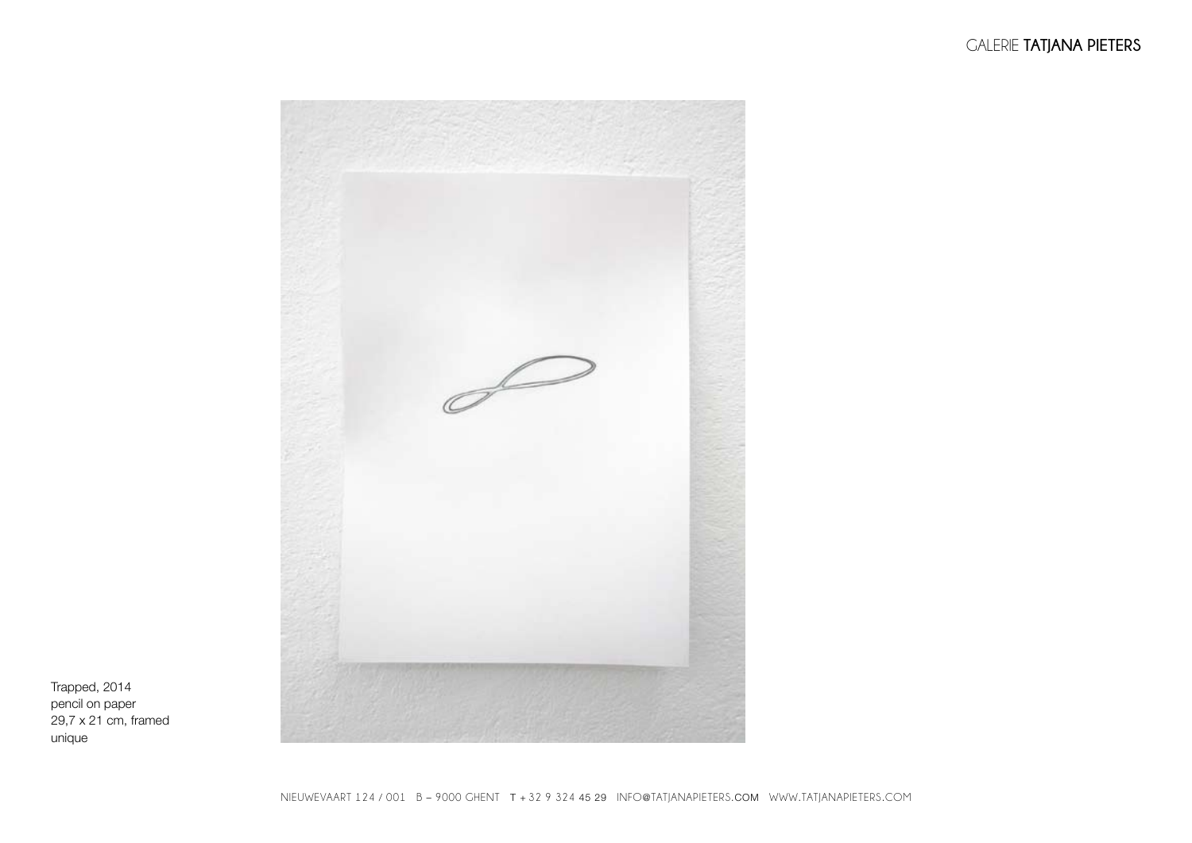Trapped, 2014
pencil on paper
29,7 x 21 cm, framed
unique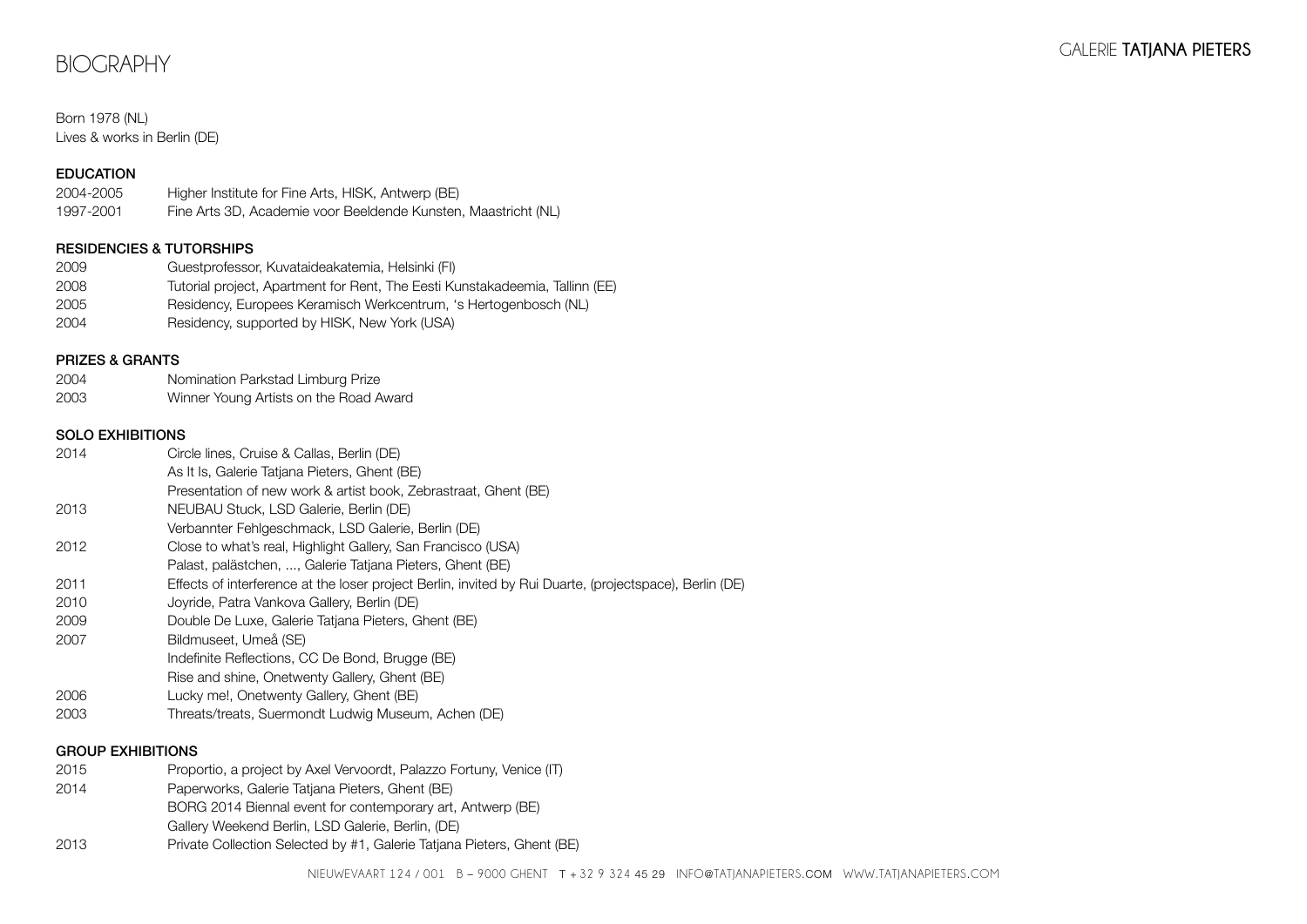# BIOGRAPHY

Born 1978 (NL)
Lives & works in Berlin (DE)

### EDUCATION

| | |
|---|---|
| 2004-2005 | Higher Institute for Fine Arts, HISK, Antwerp (BE) |
| 1997-2001 | Fine Arts 3D, Academie voor Beeldende Kunsten, Maastricht (NL) |

### RESIDENCIES & TUTORSHIPS

| | |
|---|---|
| 2009 | Guestprofessor, Kuvataideakatemia, Helsinki (FI) |
| 2008 | Tutorial project, Apartment for Rent, The Eesti Kunstakadeemia, Tallinn (EE) |
| 2005 | Residency, Europees Keramisch Werkcentrum, 's Hertogenbosch (NL) |
| 2004 | Residency, supported by HISK, New York (USA) |

### PRIZES & GRANTS

| | |
|---|---|
| 2004 | Nomination Parkstad Limburg Prize |
| 2003 | Winner Young Artists on the Road Award |

### SOLO EXHIBITIONS

| | |
|---|---|
| 2014 | Circle lines, Cruise & Callas, Berlin (DE) |
| | As It Is, Galerie Tatjana Pieters, Ghent (BE) |
| | Presentation of new work & artist book, Zebrastraat, Ghent (BE) |
| 2013 | NEUBAU Stuck, LSD Galerie, Berlin (DE) |
| | Verbannter Fehlgeschmack, LSD Galerie, Berlin (DE) |
| 2012 | Close to what's real, Highlight Gallery, San Francisco (USA) |
| | Palast, palästchen, ..., Galerie Tatjana Pieters, Ghent (BE) |
| 2011 | Effects of interference at the loser project Berlin, invited by Rui Duarte, (projectspace), Berlin (DE) |
| 2010 | Joyride, Patra Vankova Gallery, Berlin (DE) |
| 2009 | Double De Luxe, Galerie Tatjana Pieters, Ghent (BE) |
| 2007 | Bildmuseet, Umeå (SE) |
| | Indefinite Reflections, CC De Bond, Brugge (BE) |
| | Rise and shine, Onetwenty Gallery, Ghent (BE) |
| 2006 | Lucky me!, Onetwenty Gallery, Ghent (BE) |
| 2003 | Threats/treats, Suermondt Ludwig Museum, Achen (DE) |

### GROUP EXHIBITIONS

| | |
|---|---|
| 2015 | Proportio, a project by Axel Vervoordt, Palazzo Fortuny, Venice (IT) |
| 2014 | Paperworks, Galerie Tatjana Pieters, Ghent (BE) |
| | BORG 2014 Biennal event for contemporary art, Antwerp (BE) |
| | Gallery Weekend Berlin, LSD Galerie, Berlin, (DE) |
| 2013 | Private Collection Selected by #1, Galerie Tatjana Pieters, Ghent (BE) |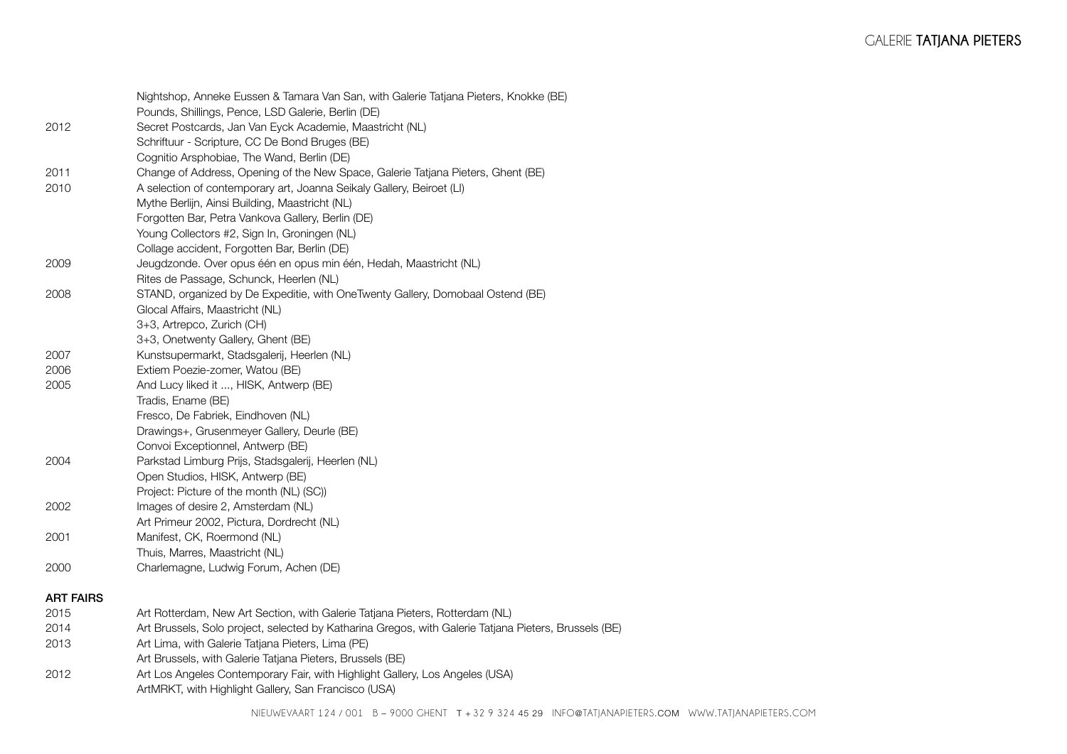| | |
|---|---|
| | Nightshop, Anneke Eussen & Tamara Van San, with Galerie Tatjana Pieters, Knokke (BE) |
| | Pounds, Shillings, Pence, LSD Galerie, Berlin (DE) |
| 2012 | Secret Postcards, Jan Van Eyck Academie, Maastricht (NL) |
| | Schriftuur - Scripture, CC De Bond Bruges (BE) |
| | Cognitio Arsphobiae, The Wand, Berlin (DE) |
| 2011 | Change of Address, Opening of the New Space, Galerie Tatjana Pieters, Ghent (BE) |
| 2010 | A selection of contemporary art, Joanna Seikaly Gallery, Beiroet (LI) |
| | Mythe Berlijn, Ainsi Building, Maastricht (NL) |
| | Forgotten Bar, Petra Vankova Gallery, Berlin (DE) |
| | Young Collectors #2, Sign In, Groningen (NL) |
| | Collage accident, Forgotten Bar, Berlin (DE) |
| 2009 | Jeugdzonde. Over opus één en opus min één, Hedah, Maastricht (NL) |
| | Rites de Passage, Schunck, Heerlen (NL) |
| 2008 | STAND, organized by De Expeditie, with OneTwenty Gallery, Domobaal Ostend (BE) |
| | Glocal Affairs, Maastricht (NL) |
| | 3+3, Artrepco, Zurich (CH) |
| | 3+3, Onetwenty Gallery, Ghent (BE) |
| 2007 | Kunstsupermarkt, Stadsgalerij, Heerlen (NL) |
| 2006 | Extiem Poezie-zomer, Watou (BE) |
| 2005 | And Lucy liked it ..., HISK, Antwerp (BE) |
| | Tradis, Ename (BE) |
| | Fresco, De Fabriek, Eindhoven (NL) |
| | Drawings+, Grusenmeyer Gallery, Deurle (BE) |
| | Convoi Exceptionnel, Antwerp (BE) |
| 2004 | Parkstad Limburg Prijs, Stadsgalerij, Heerlen (NL) |
| | Open Studios, HISK, Antwerp (BE) |
| | Project: Picture of the month (NL) (SC)) |
| 2002 | Images of desire 2, Amsterdam (NL) |
| | Art Primeur 2002, Pictura, Dordrecht (NL) |
| 2001 | Manifest, CK, Roermond (NL) |
| | Thuis, Marres, Maastricht (NL) |
| 2000 | Charlemagne, Ludwig Forum, Achen (DE) |

## ART FAIRS

| | |
|---|---|
| 2015 | Art Rotterdam, New Art Section, with Galerie Tatjana Pieters, Rotterdam (NL) |
| 2014 | Art Brussels, Solo project, selected by Katharina Gregos, with Galerie Tatjana Pieters, Brussels (BE) |
| 2013 | Art Lima, with Galerie Tatjana Pieters, Lima (PE) |
| | Art Brussels, with Galerie Tatjana Pieters, Brussels (BE) |
| 2012 | Art Los Angeles Contemporary Fair, with Highlight Gallery, Los Angeles (USA) |
| | ArtMRKT, with Highlight Gallery, San Francisco (USA) |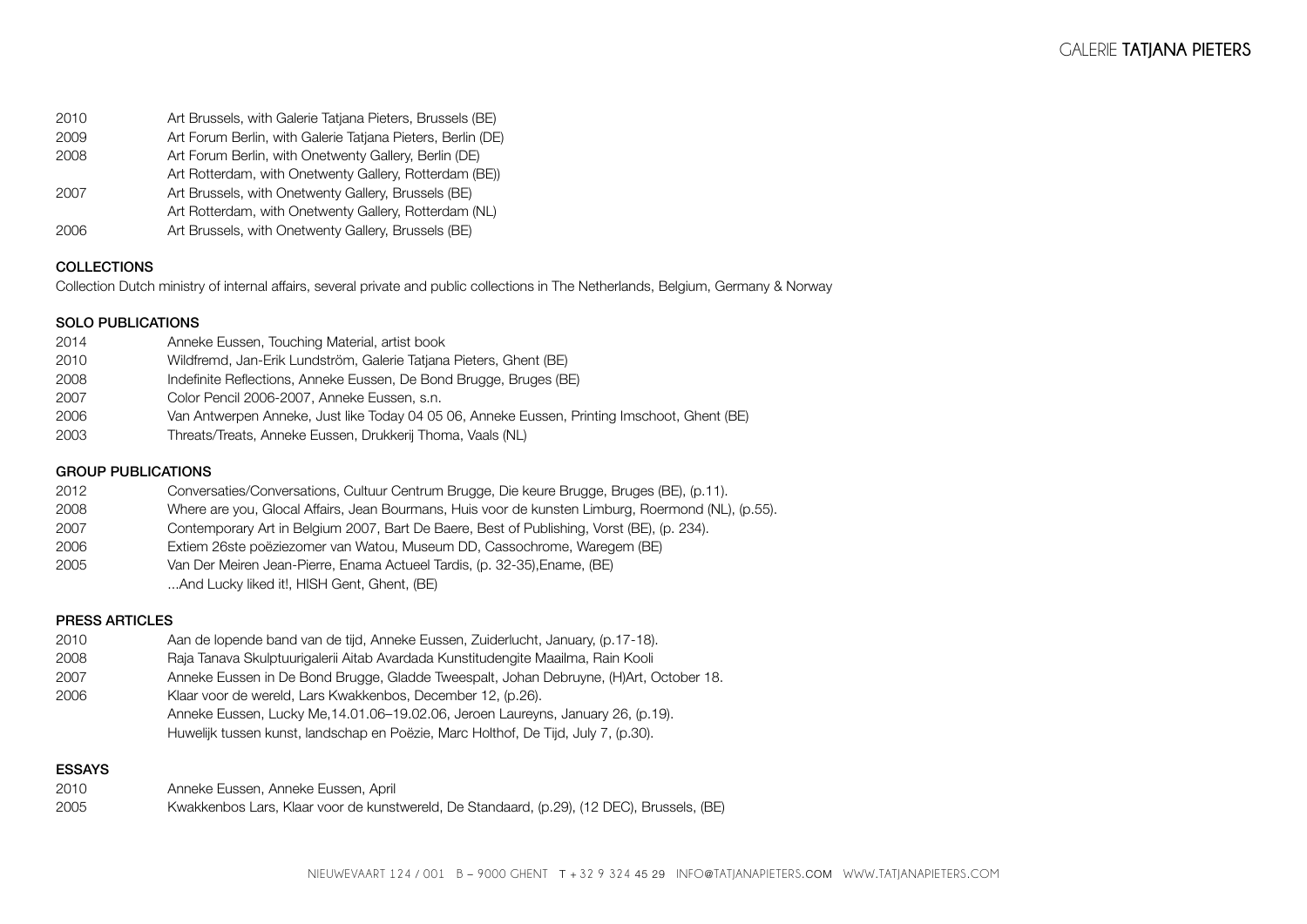| | |
|---|---|
| 2010 | Art Brussels, with Galerie Tatjana Pieters, Brussels (BE) |
| 2009 | Art Forum Berlin, with Galerie Tatjana Pieters, Berlin (DE) |
| 2008 | Art Forum Berlin, with Onetwenty Gallery, Berlin (DE) |
| | Art Rotterdam, with Onetwenty Gallery, Rotterdam (BE)) |
| 2007 | Art Brussels, with Onetwenty Gallery, Brussels (BE) |
| | Art Rotterdam, with Onetwenty Gallery, Rotterdam (NL) |
| 2006 | Art Brussels, with Onetwenty Gallery, Brussels (BE) |

**COLLECTIONS**

Collection Dutch ministry of internal affairs, several private and public collections in The Netherlands, Belgium, Germany & Norway

**SOLO PUBLICATIONS**

| | |
|---|---|
| 2014 | Anneke Eussen, Touching Material, artist book |
| 2010 | Wildfremd, Jan-Erik Lundström, Galerie Tatjana Pieters, Ghent (BE) |
| 2008 | Indefinite Reflections, Anneke Eussen, De Bond Brugge, Bruges (BE) |
| 2007 | Color Pencil 2006-2007, Anneke Eussen, s.n. |
| 2006 | Van Antwerpen Anneke, Just like Today 04 05 06, Anneke Eussen, Printing Imschoot, Ghent (BE) |
| 2003 | Threats/Treats, Anneke Eussen, Drukkerij Thoma, Vaals (NL) |

**GROUP PUBLICATIONS**

| | |
|---|---|
| 2012 | Conversaties/Conversations, Cultuur Centrum Brugge, Die keure Brugge, Bruges (BE), (p.11). |
| 2008 | Where are you, Glocal Affairs, Jean Bourmans, Huis voor de kunsten Limburg, Roermond (NL), (p.55). |
| 2007 | Contemporary Art in Belgium 2007, Bart De Baere, Best of Publishing, Vorst (BE), (p. 234). |
| 2006 | Extiem 26ste poëziezomer van Watou, Museum DD, Cassochrome, Waregem (BE) |
| 2005 | Van Der Meiren Jean-Pierre, Enama Actueel Tardis, (p. 32-35),Ename, (BE) |
| | ...And Lucky liked it!, HISH Gent, Ghent, (BE) |

**PRESS ARTICLES**

| | |
|---|---|
| 2010 | Aan de lopende band van de tijd, Anneke Eussen, Zuiderlucht, January, (p.17-18). |
| 2008 | Raja Tanava Skulptuurigalerii Aitab Avardada Kunstitudengite Maailma, Rain Kooli |
| 2007 | Anneke Eussen in De Bond Brugge, Gladde Tweespalt, Johan Debruyne, (H)Art, October 18. |
| 2006 | Klaar voor de wereld, Lars Kwakkenbos, December 12, (p.26). |
| | Anneke Eussen, Lucky Me,14.01.06–19.02.06, Jeroen Laureyns, January 26, (p.19). |
| | Huwelijk tussen kunst, landschap en Poëzie, Marc Holthof, De Tijd, July 7, (p.30). |

**ESSAYS**

| | |
|---|---|
| 2010 | Anneke Eussen, Anneke Eussen, April |
| 2005 | Kwakkenbos Lars, Klaar voor de kunstwereld, De Standaard, (p.29), (12 DEC), Brussels, (BE) |